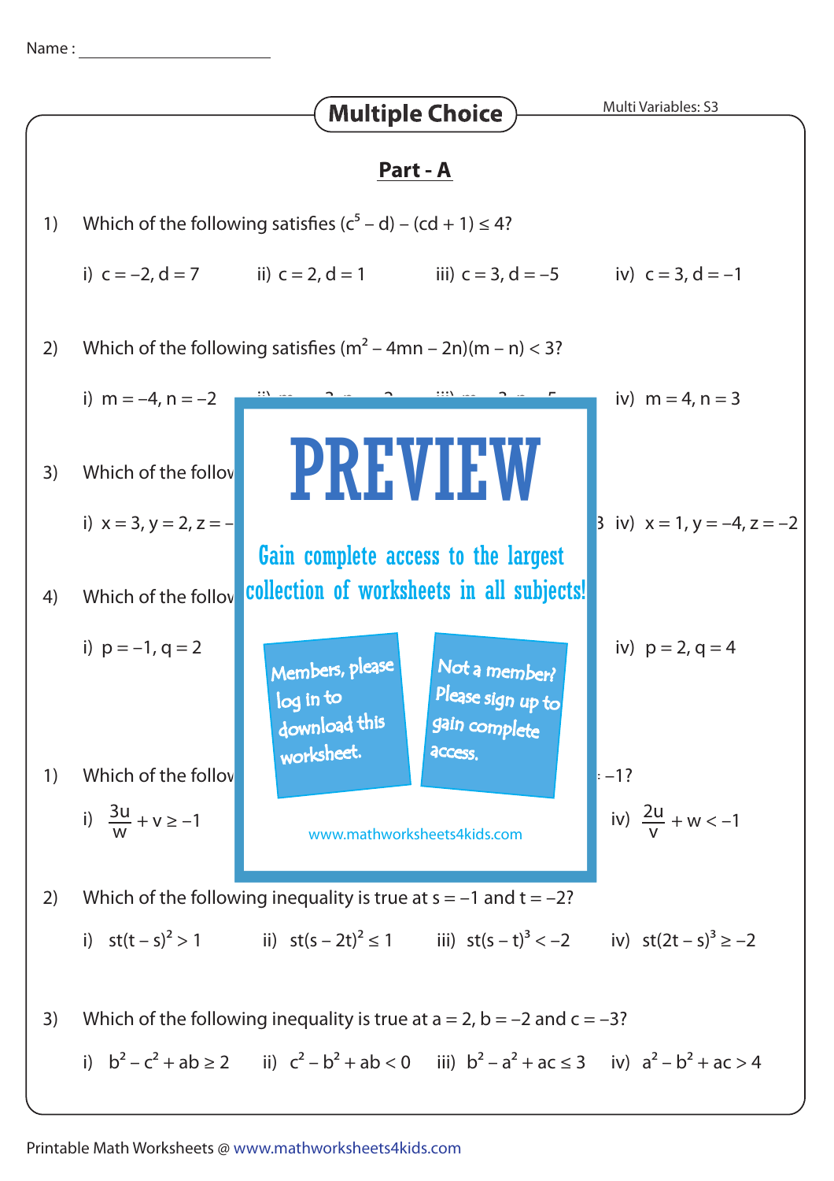Name :

# Multiple Choice

Multi Variables: S3

## Part - A

1) Which of the following satisfies $(c^5 - d) - (cd + 1) \leq 4$?

i) $c = -2, d = 7$  ii) $c = 2, d = 1$  iii) $c = 3, d = -5$  iv) $c = 3, d = -1$

2) Which of the following satisfies $(m^2 - 4mn - 2n)(m - n) < 3$?

i) $m = -4, n = -2$  iv) $m = 4, n = 3$

3) Which of the follov

i) $x = 3, y = 2, z = -$  iv) $x = 1, y = -4, z = -2$

4) Which of the follov

i) $p = -1, q = 2$  iv) $p = 2, q = 4$

PREVIEW

Gain complete access to the largest collection of worksheets in all subjects!

Members, please log in to download this worksheet.

Not a member? Please sign up to gain complete access.

www.mathworksheets4kids.com

1) Which of the follov  $-1$?

i) $\frac{3u}{w} + v \geq -1$  iv) $\frac{2u}{v} + w < -1$

2) Which of the following inequality is true at $s = -1$ and $t = -2$?

i) $st(t - s)^2 > 1$  ii) $st(s - 2t)^2 \leq 1$  iii) $st(s - t)^3 < -2$  iv) $st(2t - s)^3 \geq -2$

3) Which of the following inequality is true at $a = 2$, $b = -2$ and $c = -3$?

i) $b^2 - c^2 + ab \geq 2$  ii) $c^2 - b^2 + ab < 0$  iii) $b^2 - a^2 + ac \leq 3$  iv) $a^2 - b^2 + ac > 4$

Printable Math Worksheets @ www.mathworksheets4kids.com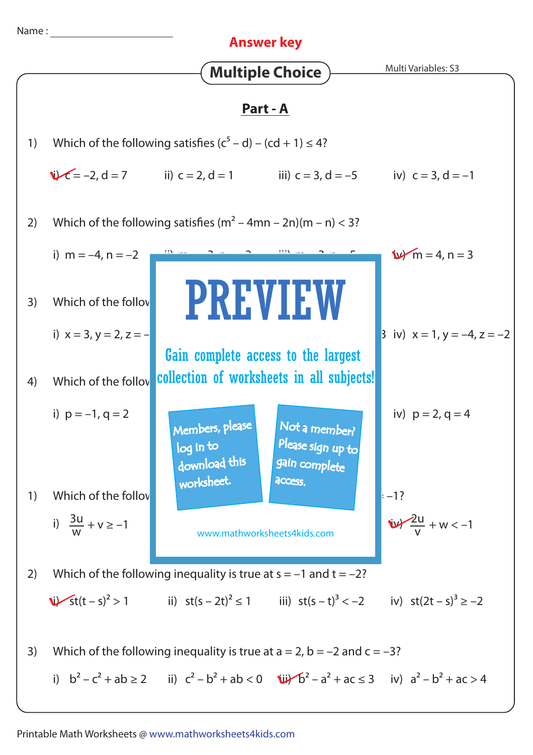Name : ____________________

**Answer key**

## Multiple Choice

Multi Variables: S3

### Part - A

1) Which of the following satisfies $(c^5 - d) - (cd + 1) \leq 4$?

i) $c = -2, d = 7$ ✓ ii) $c = 2, d = 1$ iii) $c = 3, d = -5$ iv) $c = 3, d = -1$

2) Which of the following satisfies $(m^2 - 4mn - 2n)(m - n) < 3$?

i) $m = -4, n = -2$ ii) ... iii) ... iv) $m = 4, n = 3$ ✓

3) Which of the follov...

i) $x = 3, y = 2, z = -$ ... iv) $x = 1, y = -4, z = -2$

4) Which of the follov...

i) $p = -1, q = 2$ ... iv) $p = 2, q = 4$

**PREVIEW**

Gain complete access to the largest collection of worksheets in all subjects!

Members, please log in to download this worksheet.

Not a member? Please sign up to gain complete access.

www.mathworksheets4kids.com

1) Which of the follov... $-1$?

i) $\frac{3u}{w} + v \geq -1$ ... iv) $\frac{2u}{v} + w < -1$ ✓

2) Which of the following inequality is true at $s = -1$ and $t = -2$?

i) $st(t - s)^2 > 1$ ✓ ii) $st(s - 2t)^2 \leq 1$ iii) $st(s - t)^3 < -2$ iv) $st(2t - s)^3 \geq -2$

3) Which of the following inequality is true at $a = 2$, $b = -2$ and $c = -3$?

i) $b^2 - c^2 + ab \geq 2$ ii) $c^2 - b^2 + ab < 0$ iii) $b^2 - a^2 + ac \leq 3$ ✓ iv) $a^2 - b^2 + ac > 4$

Printable Math Worksheets @ www.mathworksheets4kids.com